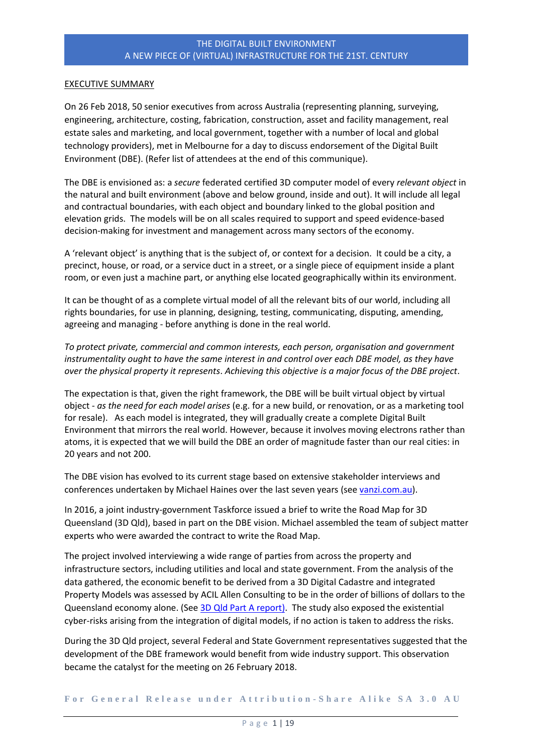# THE DIGITAL BUILT ENVIRONMENT
# A NEW PIECE OF (VIRTUAL) INFRASTRUCTURE FOR THE 21ST. CENTURY

## EXECUTIVE SUMMARY

On 26 Feb 2018, 50 senior executives from across Australia (representing planning, surveying, engineering, architecture, costing, fabrication, construction, asset and facility management, real estate sales and marketing, and local government, together with a number of local and global technology providers), met in Melbourne for a day to discuss endorsement of the Digital Built Environment (DBE). (Refer list of attendees at the end of this communique).

The DBE is envisioned as: a *secure* federated certified 3D computer model of every *relevant object* in the natural and built environment (above and below ground, inside and out). It will include all legal and contractual boundaries, with each object and boundary linked to the global position and elevation grids. The models will be on all scales required to support and speed evidence-based decision-making for investment and management across many sectors of the economy.

A 'relevant object' is anything that is the subject of, or context for a decision. It could be a city, a precinct, house, or road, or a service duct in a street, or a single piece of equipment inside a plant room, or even just a machine part, or anything else located geographically within its environment.

It can be thought of as a complete virtual model of all the relevant bits of our world, including all rights boundaries, for use in planning, designing, testing, communicating, disputing, amending, agreeing and managing - before anything is done in the real world.

*To protect private, commercial and common interests, each person, organisation and government instrumentality ought to have the same interest in and control over each DBE model, as they have over the physical property it represents. Achieving this objective is a major focus of the DBE project.*

The expectation is that, given the right framework, the DBE will be built virtual object by virtual object - *as the need for each model arises* (e.g. for a new build, or renovation, or as a marketing tool for resale). As each model is integrated, they will gradually create a complete Digital Built Environment that mirrors the real world. However, because it involves moving electrons rather than atoms, it is expected that we will build the DBE an order of magnitude faster than our real cities: in 20 years and not 200.

The DBE vision has evolved to its current stage based on extensive stakeholder interviews and conferences undertaken by Michael Haines over the last seven years (see vanzi.com.au).

In 2016, a joint industry-government Taskforce issued a brief to write the Road Map for 3D Queensland (3D Qld), based in part on the DBE vision. Michael assembled the team of subject matter experts who were awarded the contract to write the Road Map.

The project involved interviewing a wide range of parties from across the property and infrastructure sectors, including utilities and local and state government. From the analysis of the data gathered, the economic benefit to be derived from a 3D Digital Cadastre and integrated Property Models was assessed by ACIL Allen Consulting to be in the order of billions of dollars to the Queensland economy alone. (See 3D Qld Part A report). The study also exposed the existential cyber-risks arising from the integration of digital models, if no action is taken to address the risks.

During the 3D Qld project, several Federal and State Government representatives suggested that the development of the DBE framework would benefit from wide industry support. This observation became the catalyst for the meeting on 26 February 2018.

For General Release under Attribution-Share Alike SA 3.0 AU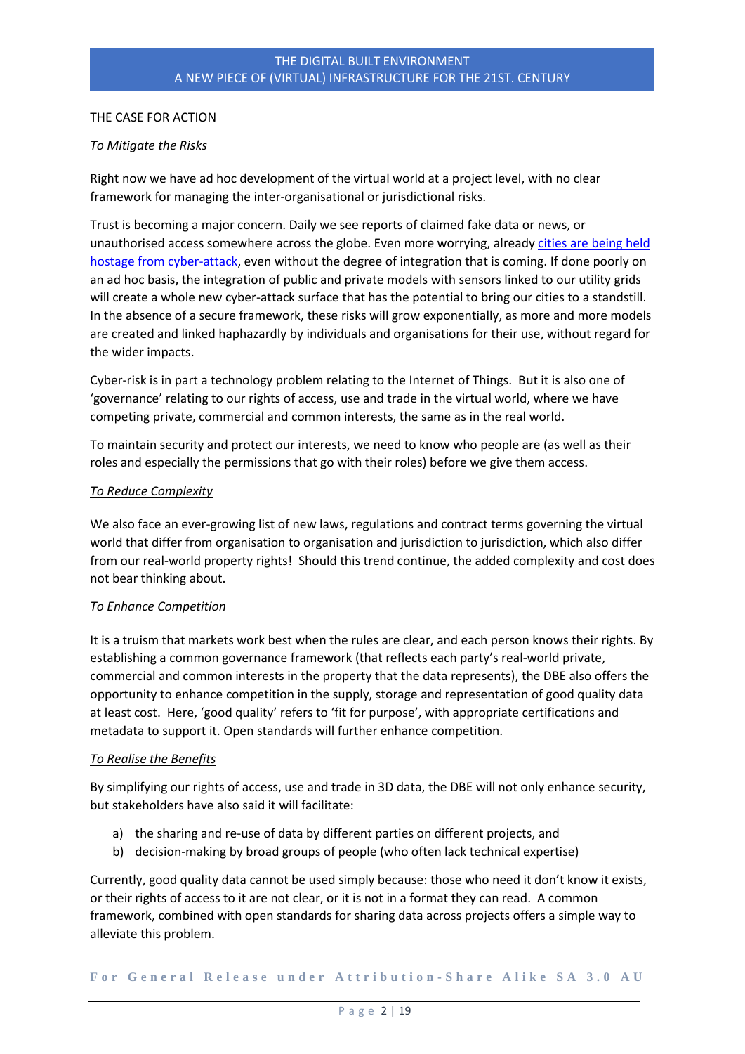## THE CASE FOR ACTION

### *To Mitigate the Risks*

Right now we have ad hoc development of the virtual world at a project level, with no clear framework for managing the inter-organisational or jurisdictional risks.

Trust is becoming a major concern. Daily we see reports of claimed fake data or news, or unauthorised access somewhere across the globe. Even more worrying, already cities are being held hostage from cyber-attack, even without the degree of integration that is coming. If done poorly on an ad hoc basis, the integration of public and private models with sensors linked to our utility grids will create a whole new cyber-attack surface that has the potential to bring our cities to a standstill. In the absence of a secure framework, these risks will grow exponentially, as more and more models are created and linked haphazardly by individuals and organisations for their use, without regard for the wider impacts.

Cyber-risk is in part a technology problem relating to the Internet of Things. But it is also one of 'governance' relating to our rights of access, use and trade in the virtual world, where we have competing private, commercial and common interests, the same as in the real world.

To maintain security and protect our interests, we need to know who people are (as well as their roles and especially the permissions that go with their roles) before we give them access.

### *To Reduce Complexity*

We also face an ever-growing list of new laws, regulations and contract terms governing the virtual world that differ from organisation to organisation and jurisdiction to jurisdiction, which also differ from our real-world property rights! Should this trend continue, the added complexity and cost does not bear thinking about.

### *To Enhance Competition*

It is a truism that markets work best when the rules are clear, and each person knows their rights. By establishing a common governance framework (that reflects each party's real-world private, commercial and common interests in the property that the data represents), the DBE also offers the opportunity to enhance competition in the supply, storage and representation of good quality data at least cost. Here, 'good quality' refers to 'fit for purpose', with appropriate certifications and metadata to support it. Open standards will further enhance competition.

### *To Realise the Benefits*

By simplifying our rights of access, use and trade in 3D data, the DBE will not only enhance security, but stakeholders have also said it will facilitate:

a) the sharing and re-use of data by different parties on different projects, and
b) decision-making by broad groups of people (who often lack technical expertise)

Currently, good quality data cannot be used simply because: those who need it don't know it exists, or their rights of access to it are not clear, or it is not in a format they can read. A common framework, combined with open standards for sharing data across projects offers a simple way to alleviate this problem.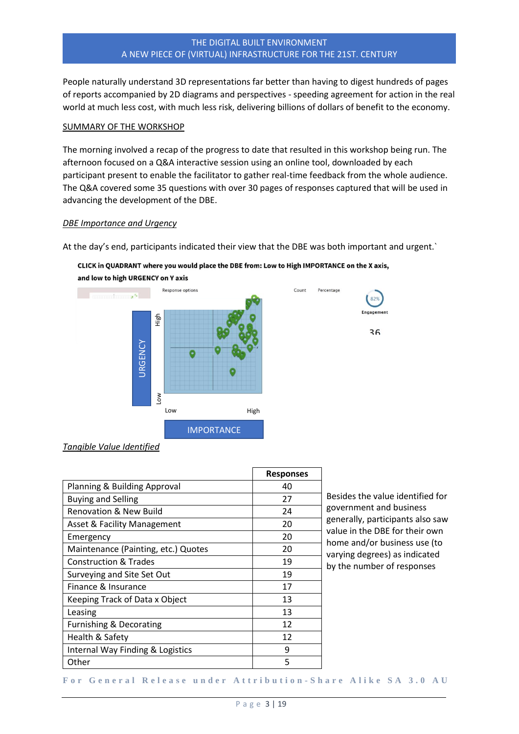People naturally understand 3D representations far better than having to digest hundreds of pages of reports accompanied by 2D diagrams and perspectives - speeding agreement for action in the real world at much less cost, with much less risk, delivering billions of dollars of benefit to the economy.

## SUMMARY OF THE WORKSHOP

The morning involved a recap of the progress to date that resulted in this workshop being run. The afternoon focused on a Q&A interactive session using an online tool, downloaded by each participant present to enable the facilitator to gather real-time feedback from the whole audience. The Q&A covered some 35 questions with over 30 pages of responses captured that will be used in advancing the development of the DBE.

### *DBE Importance and Urgency*

At the day's end, participants indicated their view that the DBE was both important and urgent.`

**CLICK in QUADRANT where you would place the DBE from: Low to High IMPORTANCE on the X axis, and low to high URGENCY on Y axis**

Response options | Count | Percentage | 82% Engagement | 36

URGENCY (Low – High) / IMPORTANCE (Low – High)

### *Tangible Value Identified*

| | Responses |
|---|---|
| Planning & Building Approval | 40 |
| Buying and Selling | 27 |
| Renovation & New Build | 24 |
| Asset & Facility Management | 20 |
| Emergency | 20 |
| Maintenance (Painting, etc.) Quotes | 20 |
| Construction & Trades | 19 |
| Surveying and Site Set Out | 19 |
| Finance & Insurance | 17 |
| Keeping Track of Data x Object | 13 |
| Leasing | 13 |
| Furnishing & Decorating | 12 |
| Health & Safety | 12 |
| Internal Way Finding & Logistics | 9 |
| Other | 5 |

Besides the value identified for government and business generally, participants also saw value in the DBE for their own home and/or business use (to varying degrees) as indicated by the number of responses

For General Release under Attribution-Share Alike SA 3.0 AU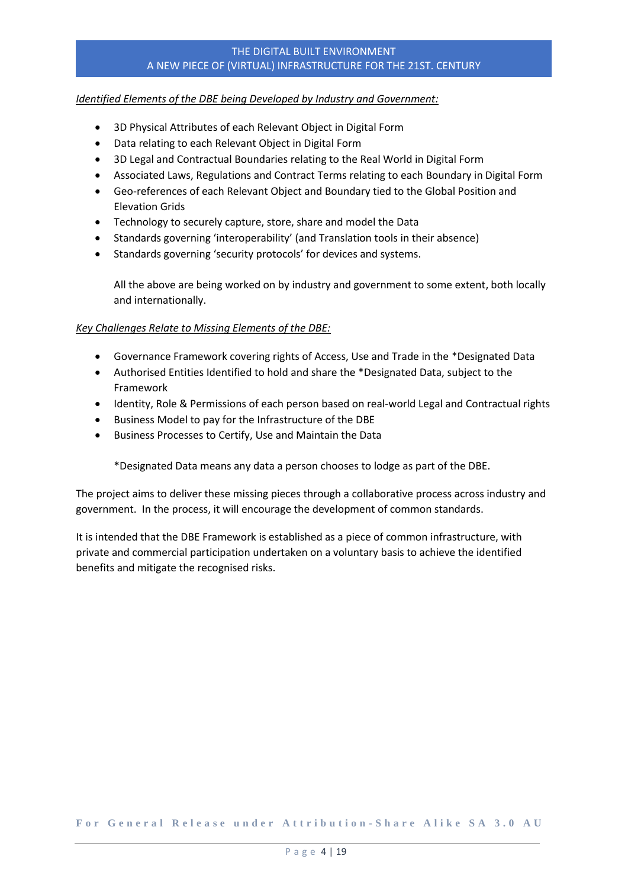*Identified Elements of the DBE being Developed by Industry and Government:*

- 3D Physical Attributes of each Relevant Object in Digital Form
- Data relating to each Relevant Object in Digital Form
- 3D Legal and Contractual Boundaries relating to the Real World in Digital Form
- Associated Laws, Regulations and Contract Terms relating to each Boundary in Digital Form
- Geo-references of each Relevant Object and Boundary tied to the Global Position and Elevation Grids
- Technology to securely capture, store, share and model the Data
- Standards governing 'interoperability' (and Translation tools in their absence)
- Standards governing 'security protocols' for devices and systems.

All the above are being worked on by industry and government to some extent, both locally and internationally.

*Key Challenges Relate to Missing Elements of the DBE:*

- Governance Framework covering rights of Access, Use and Trade in the *Designated Data
- Authorised Entities Identified to hold and share the *Designated Data, subject to the Framework
- Identity, Role & Permissions of each person based on real-world Legal and Contractual rights
- Business Model to pay for the Infrastructure of the DBE
- Business Processes to Certify, Use and Maintain the Data

*Designated Data means any data a person chooses to lodge as part of the DBE.

The project aims to deliver these missing pieces through a collaborative process across industry and government. In the process, it will encourage the development of common standards.

It is intended that the DBE Framework is established as a piece of common infrastructure, with private and commercial participation undertaken on a voluntary basis to achieve the identified benefits and mitigate the recognised risks.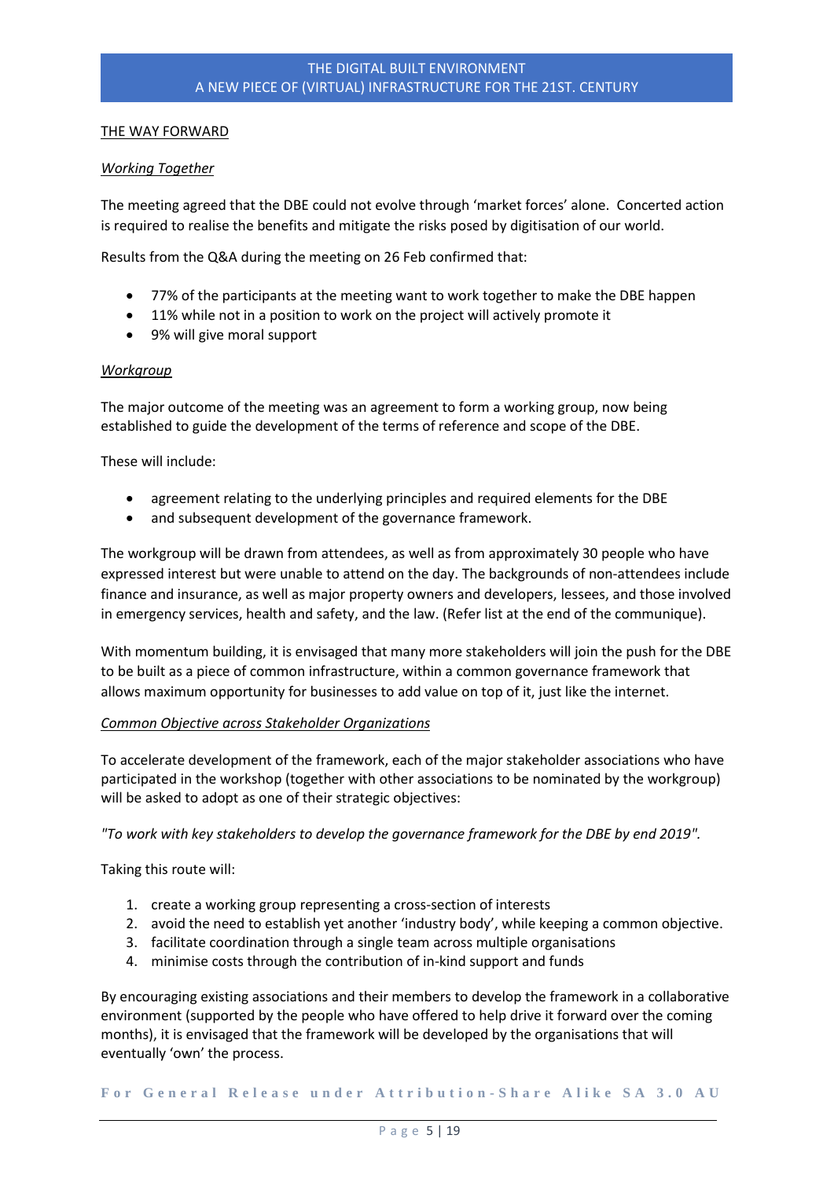## THE WAY FORWARD

### *Working Together*

The meeting agreed that the DBE could not evolve through 'market forces' alone. Concerted action is required to realise the benefits and mitigate the risks posed by digitisation of our world.

Results from the Q&A during the meeting on 26 Feb confirmed that:

- 77% of the participants at the meeting want to work together to make the DBE happen
- 11% while not in a position to work on the project will actively promote it
- 9% will give moral support

### *Workgroup*

The major outcome of the meeting was an agreement to form a working group, now being established to guide the development of the terms of reference and scope of the DBE.

These will include:

- agreement relating to the underlying principles and required elements for the DBE
- and subsequent development of the governance framework.

The workgroup will be drawn from attendees, as well as from approximately 30 people who have expressed interest but were unable to attend on the day. The backgrounds of non-attendees include finance and insurance, as well as major property owners and developers, lessees, and those involved in emergency services, health and safety, and the law. (Refer list at the end of the communique).

With momentum building, it is envisaged that many more stakeholders will join the push for the DBE to be built as a piece of common infrastructure, within a common governance framework that allows maximum opportunity for businesses to add value on top of it, just like the internet.

### *Common Objective across Stakeholder Organizations*

To accelerate development of the framework, each of the major stakeholder associations who have participated in the workshop (together with other associations to be nominated by the workgroup) will be asked to adopt as one of their strategic objectives:

*"To work with key stakeholders to develop the governance framework for the DBE by end 2019".*

Taking this route will:

1. create a working group representing a cross-section of interests
2. avoid the need to establish yet another 'industry body', while keeping a common objective.
3. facilitate coordination through a single team across multiple organisations
4. minimise costs through the contribution of in-kind support and funds

By encouraging existing associations and their members to develop the framework in a collaborative environment (supported by the people who have offered to help drive it forward over the coming months), it is envisaged that the framework will be developed by the organisations that will eventually 'own' the process.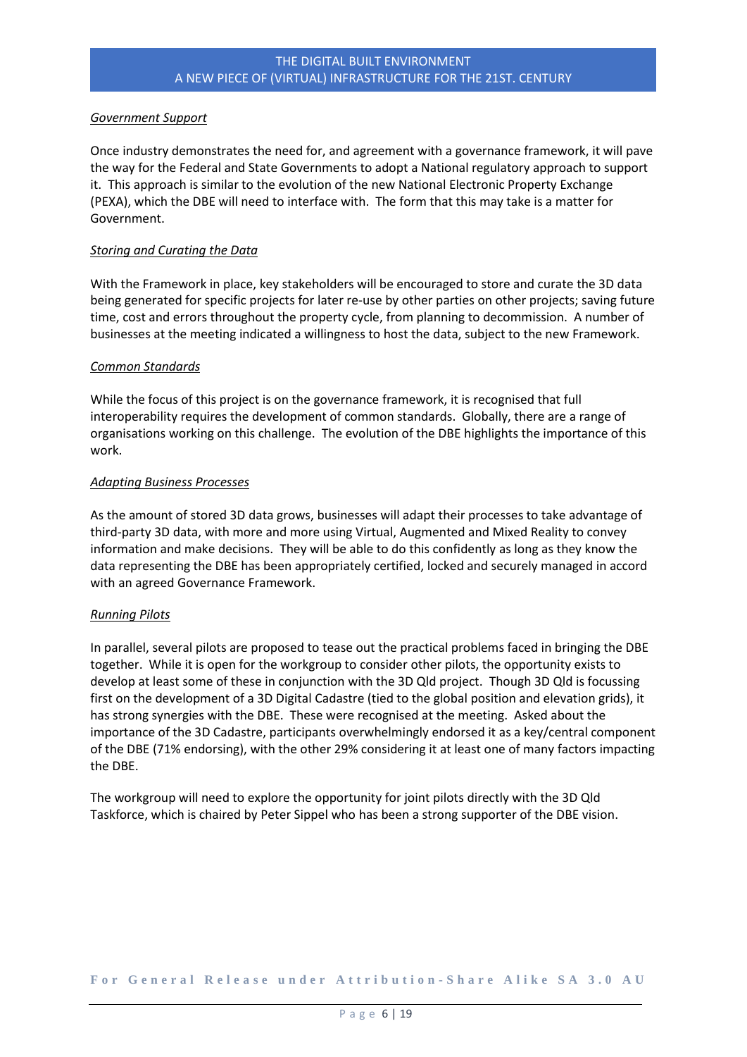*Government Support*

Once industry demonstrates the need for, and agreement with a governance framework, it will pave the way for the Federal and State Governments to adopt a National regulatory approach to support it. This approach is similar to the evolution of the new National Electronic Property Exchange (PEXA), which the DBE will need to interface with. The form that this may take is a matter for Government.

*Storing and Curating the Data*

With the Framework in place, key stakeholders will be encouraged to store and curate the 3D data being generated for specific projects for later re-use by other parties on other projects; saving future time, cost and errors throughout the property cycle, from planning to decommission. A number of businesses at the meeting indicated a willingness to host the data, subject to the new Framework.

*Common Standards*

While the focus of this project is on the governance framework, it is recognised that full interoperability requires the development of common standards. Globally, there are a range of organisations working on this challenge. The evolution of the DBE highlights the importance of this work.

*Adapting Business Processes*

As the amount of stored 3D data grows, businesses will adapt their processes to take advantage of third-party 3D data, with more and more using Virtual, Augmented and Mixed Reality to convey information and make decisions. They will be able to do this confidently as long as they know the data representing the DBE has been appropriately certified, locked and securely managed in accord with an agreed Governance Framework.

*Running Pilots*

In parallel, several pilots are proposed to tease out the practical problems faced in bringing the DBE together. While it is open for the workgroup to consider other pilots, the opportunity exists to develop at least some of these in conjunction with the 3D Qld project. Though 3D Qld is focussing first on the development of a 3D Digital Cadastre (tied to the global position and elevation grids), it has strong synergies with the DBE. These were recognised at the meeting. Asked about the importance of the 3D Cadastre, participants overwhelmingly endorsed it as a key/central component of the DBE (71% endorsing), with the other 29% considering it at least one of many factors impacting the DBE.

The workgroup will need to explore the opportunity for joint pilots directly with the 3D Qld Taskforce, which is chaired by Peter Sippel who has been a strong supporter of the DBE vision.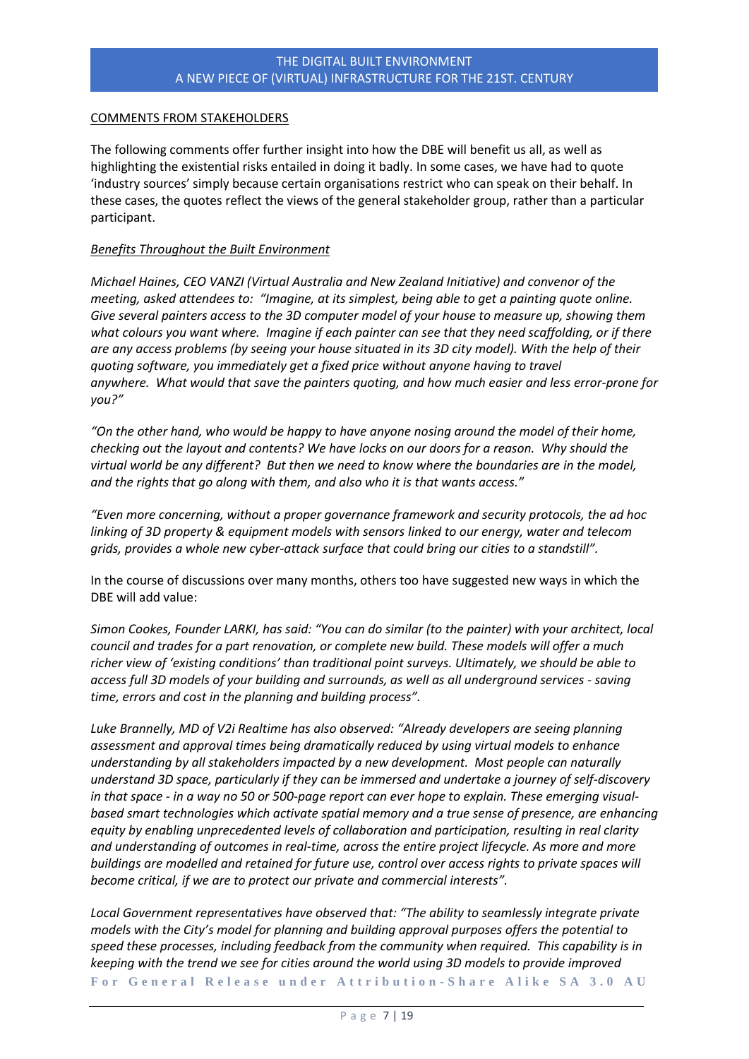COMMENTS FROM STAKEHOLDERS

The following comments offer further insight into how the DBE will benefit us all, as well as highlighting the existential risks entailed in doing it badly. In some cases, we have had to quote 'industry sources' simply because certain organisations restrict who can speak on their behalf. In these cases, the quotes reflect the views of the general stakeholder group, rather than a particular participant.

*Benefits Throughout the Built Environment*

*Michael Haines, CEO VANZI (Virtual Australia and New Zealand Initiative) and convenor of the meeting, asked attendees to: "Imagine, at its simplest, being able to get a painting quote online. Give several painters access to the 3D computer model of your house to measure up, showing them what colours you want where. Imagine if each painter can see that they need scaffolding, or if there are any access problems (by seeing your house situated in its 3D city model). With the help of their quoting software, you immediately get a fixed price without anyone having to travel anywhere. What would that save the painters quoting, and how much easier and less error-prone for you?"*

*"On the other hand, who would be happy to have anyone nosing around the model of their home, checking out the layout and contents? We have locks on our doors for a reason. Why should the virtual world be any different? But then we need to know where the boundaries are in the model, and the rights that go along with them, and also who it is that wants access."*

*"Even more concerning, without a proper governance framework and security protocols, the ad hoc linking of 3D property & equipment models with sensors linked to our energy, water and telecom grids, provides a whole new cyber-attack surface that could bring our cities to a standstill".*

In the course of discussions over many months, others too have suggested new ways in which the DBE will add value:

*Simon Cookes, Founder LARKI, has said: "You can do similar (to the painter) with your architect, local council and trades for a part renovation, or complete new build. These models will offer a much richer view of 'existing conditions' than traditional point surveys. Ultimately, we should be able to access full 3D models of your building and surrounds, as well as all underground services - saving time, errors and cost in the planning and building process".*

*Luke Brannelly, MD of V2i Realtime has also observed: "Already developers are seeing planning assessment and approval times being dramatically reduced by using virtual models to enhance understanding by all stakeholders impacted by a new development. Most people can naturally understand 3D space, particularly if they can be immersed and undertake a journey of self-discovery in that space - in a way no 50 or 500-page report can ever hope to explain. These emerging visual-based smart technologies which activate spatial memory and a true sense of presence, are enhancing equity by enabling unprecedented levels of collaboration and participation, resulting in real clarity and understanding of outcomes in real-time, across the entire project lifecycle. As more and more buildings are modelled and retained for future use, control over access rights to private spaces will become critical, if we are to protect our private and commercial interests".*

*Local Government representatives have observed that: "The ability to seamlessly integrate private models with the City's model for planning and building approval purposes offers the potential to speed these processes, including feedback from the community when required. This capability is in keeping with the trend we see for cities around the world using 3D models to provide improved*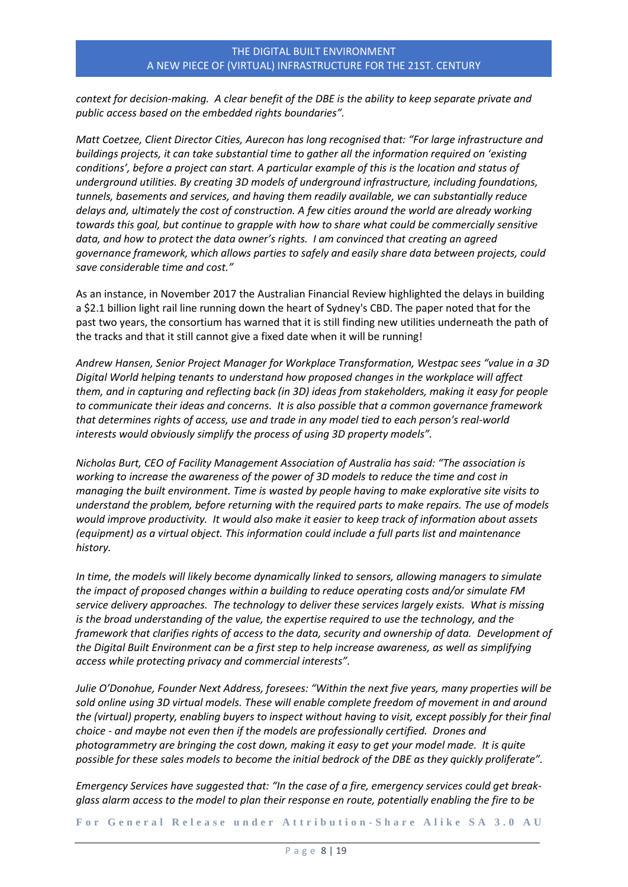*context for decision-making. A clear benefit of the DBE is the ability to keep separate private and public access based on the embedded rights boundaries".*

*Matt Coetzee, Client Director Cities, Aurecon has long recognised that: "For large infrastructure and buildings projects, it can take substantial time to gather all the information required on 'existing conditions', before a project can start. A particular example of this is the location and status of underground utilities. By creating 3D models of underground infrastructure, including foundations, tunnels, basements and services, and having them readily available, we can substantially reduce delays and, ultimately the cost of construction. A few cities around the world are already working towards this goal, but continue to grapple with how to share what could be commercially sensitive data, and how to protect the data owner's rights. I am convinced that creating an agreed governance framework, which allows parties to safely and easily share data between projects, could save considerable time and cost."*

As an instance, in November 2017 the Australian Financial Review highlighted the delays in building a $2.1 billion light rail line running down the heart of Sydney's CBD. The paper noted that for the past two years, the consortium has warned that it is still finding new utilities underneath the path of the tracks and that it still cannot give a fixed date when it will be running!

*Andrew Hansen, Senior Project Manager for Workplace Transformation, Westpac sees "value in a 3D Digital World helping tenants to understand how proposed changes in the workplace will affect them, and in capturing and reflecting back (in 3D) ideas from stakeholders, making it easy for people to communicate their ideas and concerns. It is also possible that a common governance framework that determines rights of access, use and trade in any model tied to each person's real-world interests would obviously simplify the process of using 3D property models".*

*Nicholas Burt, CEO of Facility Management Association of Australia has said: "The association is working to increase the awareness of the power of 3D models to reduce the time and cost in managing the built environment. Time is wasted by people having to make explorative site visits to understand the problem, before returning with the required parts to make repairs. The use of models would improve productivity. It would also make it easier to keep track of information about assets (equipment) as a virtual object. This information could include a full parts list and maintenance history.*

*In time, the models will likely become dynamically linked to sensors, allowing managers to simulate the impact of proposed changes within a building to reduce operating costs and/or simulate FM service delivery approaches. The technology to deliver these services largely exists. What is missing is the broad understanding of the value, the expertise required to use the technology, and the framework that clarifies rights of access to the data, security and ownership of data. Development of the Digital Built Environment can be a first step to help increase awareness, as well as simplifying access while protecting privacy and commercial interests".*

*Julie O'Donohue, Founder Next Address, foresees: "Within the next five years, many properties will be sold online using 3D virtual models. These will enable complete freedom of movement in and around the (virtual) property, enabling buyers to inspect without having to visit, except possibly for their final choice - and maybe not even then if the models are professionally certified. Drones and photogrammetry are bringing the cost down, making it easy to get your model made. It is quite possible for these sales models to become the initial bedrock of the DBE as they quickly proliferate".*

*Emergency Services have suggested that: "In the case of a fire, emergency services could get break-glass alarm access to the model to plan their response en route, potentially enabling the fire to be*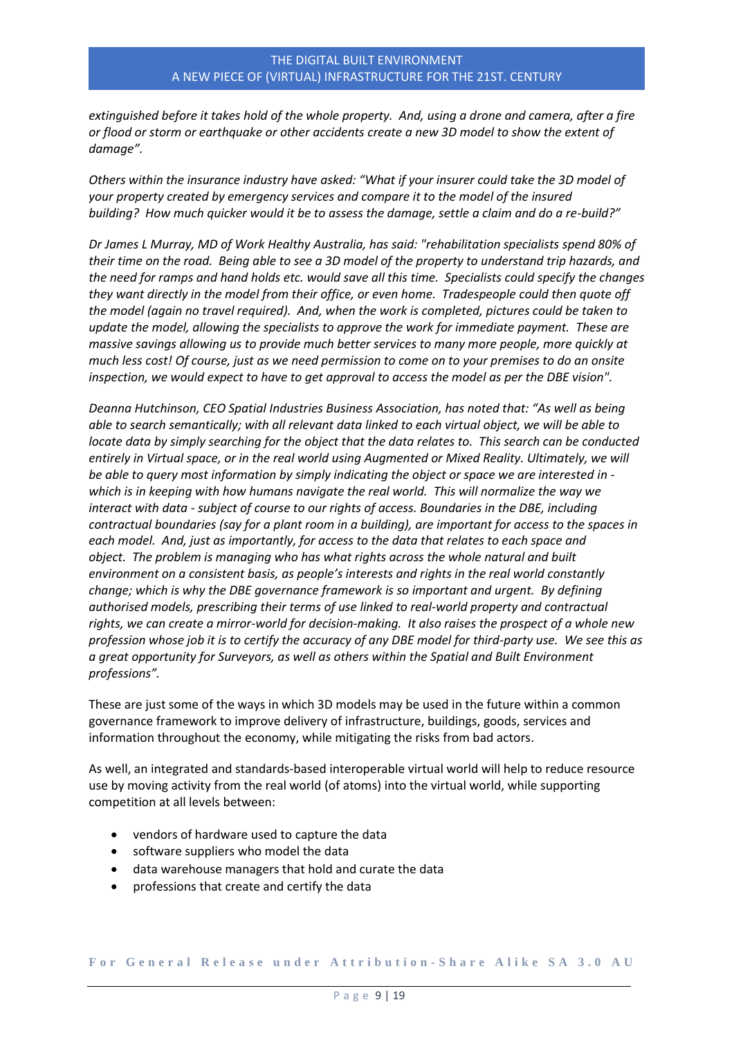*extinguished before it takes hold of the whole property. And, using a drone and camera, after a fire or flood or storm or earthquake or other accidents create a new 3D model to show the extent of damage".*

*Others within the insurance industry have asked: "What if your insurer could take the 3D model of your property created by emergency services and compare it to the model of the insured building? How much quicker would it be to assess the damage, settle a claim and do a re-build?"*

*Dr James L Murray, MD of Work Healthy Australia, has said: "rehabilitation specialists spend 80% of their time on the road. Being able to see a 3D model of the property to understand trip hazards, and the need for ramps and hand holds etc. would save all this time. Specialists could specify the changes they want directly in the model from their office, or even home. Tradespeople could then quote off the model (again no travel required). And, when the work is completed, pictures could be taken to update the model, allowing the specialists to approve the work for immediate payment. These are massive savings allowing us to provide much better services to many more people, more quickly at much less cost! Of course, just as we need permission to come on to your premises to do an onsite inspection, we would expect to have to get approval to access the model as per the DBE vision".*

*Deanna Hutchinson, CEO Spatial Industries Business Association, has noted that: "As well as being able to search semantically; with all relevant data linked to each virtual object, we will be able to locate data by simply searching for the object that the data relates to. This search can be conducted entirely in Virtual space, or in the real world using Augmented or Mixed Reality. Ultimately, we will be able to query most information by simply indicating the object or space we are interested in - which is in keeping with how humans navigate the real world. This will normalize the way we interact with data - subject of course to our rights of access. Boundaries in the DBE, including contractual boundaries (say for a plant room in a building), are important for access to the spaces in each model. And, just as importantly, for access to the data that relates to each space and object. The problem is managing who has what rights across the whole natural and built environment on a consistent basis, as people's interests and rights in the real world constantly change; which is why the DBE governance framework is so important and urgent. By defining authorised models, prescribing their terms of use linked to real-world property and contractual rights, we can create a mirror-world for decision-making. It also raises the prospect of a whole new profession whose job it is to certify the accuracy of any DBE model for third-party use. We see this as a great opportunity for Surveyors, as well as others within the Spatial and Built Environment professions".*

These are just some of the ways in which 3D models may be used in the future within a common governance framework to improve delivery of infrastructure, buildings, goods, services and information throughout the economy, while mitigating the risks from bad actors.

As well, an integrated and standards-based interoperable virtual world will help to reduce resource use by moving activity from the real world (of atoms) into the virtual world, while supporting competition at all levels between:

- vendors of hardware used to capture the data
- software suppliers who model the data
- data warehouse managers that hold and curate the data
- professions that create and certify the data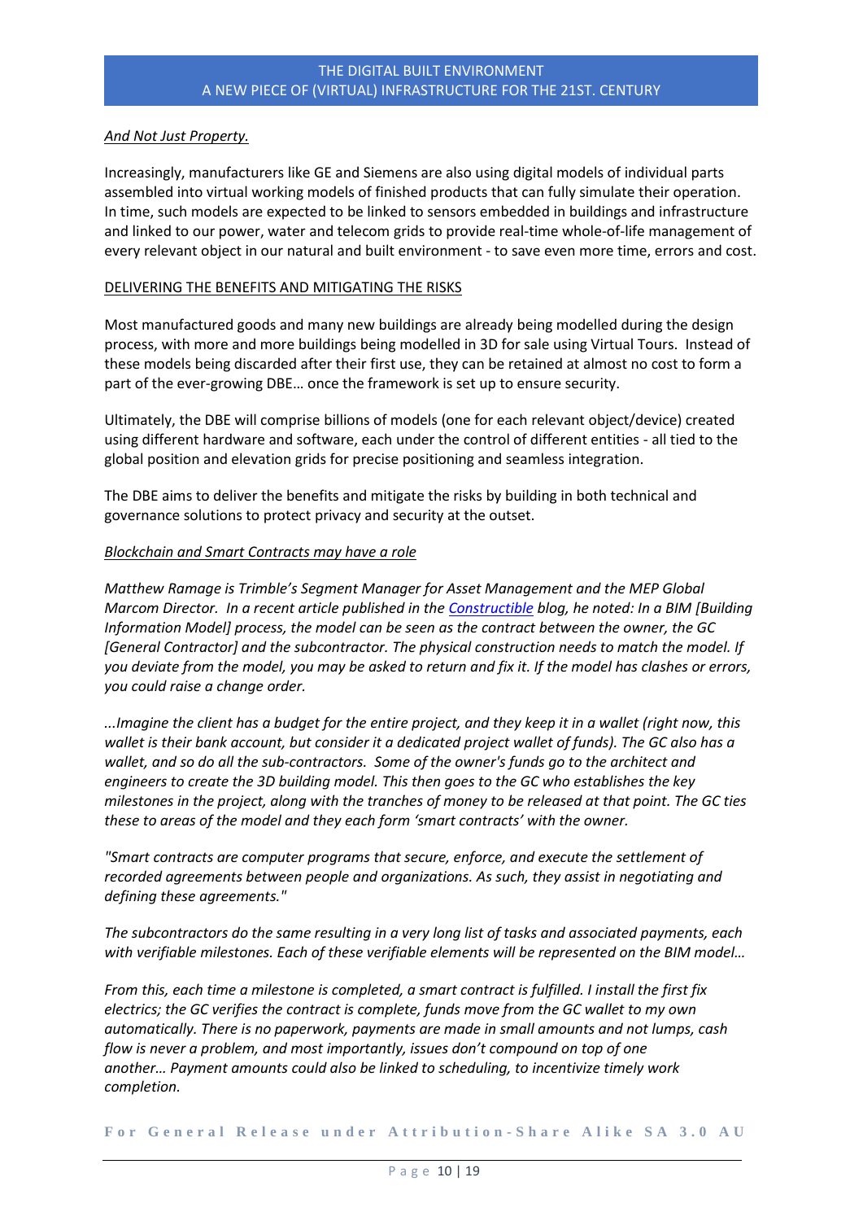*And Not Just Property.*

Increasingly, manufacturers like GE and Siemens are also using digital models of individual parts assembled into virtual working models of finished products that can fully simulate their operation. In time, such models are expected to be linked to sensors embedded in buildings and infrastructure and linked to our power, water and telecom grids to provide real-time whole-of-life management of every relevant object in our natural and built environment - to save even more time, errors and cost.

## DELIVERING THE BENEFITS AND MITIGATING THE RISKS

Most manufactured goods and many new buildings are already being modelled during the design process, with more and more buildings being modelled in 3D for sale using Virtual Tours. Instead of these models being discarded after their first use, they can be retained at almost no cost to form a part of the ever-growing DBE… once the framework is set up to ensure security.

Ultimately, the DBE will comprise billions of models (one for each relevant object/device) created using different hardware and software, each under the control of different entities - all tied to the global position and elevation grids for precise positioning and seamless integration.

The DBE aims to deliver the benefits and mitigate the risks by building in both technical and governance solutions to protect privacy and security at the outset.

*Blockchain and Smart Contracts may have a role*

*Matthew Ramage is Trimble's Segment Manager for Asset Management and the MEP Global Marcom Director. In a recent article published in the Constructible blog, he noted: In a BIM [Building Information Model] process, the model can be seen as the contract between the owner, the GC [General Contractor] and the subcontractor. The physical construction needs to match the model. If you deviate from the model, you may be asked to return and fix it. If the model has clashes or errors, you could raise a change order.*

*...Imagine the client has a budget for the entire project, and they keep it in a wallet (right now, this wallet is their bank account, but consider it a dedicated project wallet of funds). The GC also has a wallet, and so do all the sub-contractors. Some of the owner's funds go to the architect and engineers to create the 3D building model. This then goes to the GC who establishes the key milestones in the project, along with the tranches of money to be released at that point. The GC ties these to areas of the model and they each form 'smart contracts' with the owner.*

*"Smart contracts are computer programs that secure, enforce, and execute the settlement of recorded agreements between people and organizations. As such, they assist in negotiating and defining these agreements."*

*The subcontractors do the same resulting in a very long list of tasks and associated payments, each with verifiable milestones. Each of these verifiable elements will be represented on the BIM model…*

*From this, each time a milestone is completed, a smart contract is fulfilled. I install the first fix electrics; the GC verifies the contract is complete, funds move from the GC wallet to my own automatically. There is no paperwork, payments are made in small amounts and not lumps, cash flow is never a problem, and most importantly, issues don't compound on top of one another… Payment amounts could also be linked to scheduling, to incentivize timely work completion.*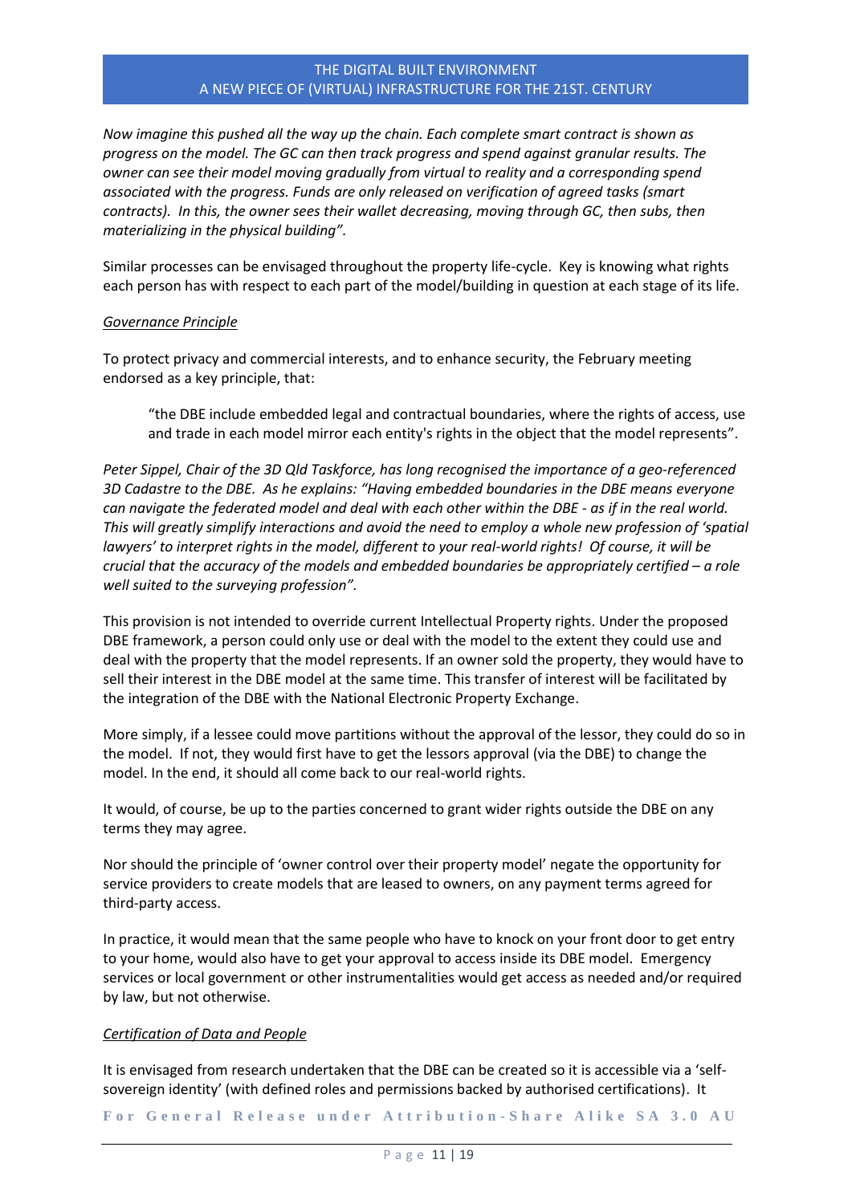*Now imagine this pushed all the way up the chain. Each complete smart contract is shown as progress on the model. The GC can then track progress and spend against granular results. The owner can see their model moving gradually from virtual to reality and a corresponding spend associated with the progress. Funds are only released on verification of agreed tasks (smart contracts). In this, the owner sees their wallet decreasing, moving through GC, then subs, then materializing in the physical building".*

Similar processes can be envisaged throughout the property life-cycle. Key is knowing what rights each person has with respect to each part of the model/building in question at each stage of its life.

*Governance Principle*

To protect privacy and commercial interests, and to enhance security, the February meeting endorsed as a key principle, that:

> "the DBE include embedded legal and contractual boundaries, where the rights of access, use and trade in each model mirror each entity's rights in the object that the model represents".

*Peter Sippel, Chair of the 3D Qld Taskforce, has long recognised the importance of a geo-referenced 3D Cadastre to the DBE. As he explains: "Having embedded boundaries in the DBE means everyone can navigate the federated model and deal with each other within the DBE - as if in the real world. This will greatly simplify interactions and avoid the need to employ a whole new profession of 'spatial lawyers' to interpret rights in the model, different to your real-world rights! Of course, it will be crucial that the accuracy of the models and embedded boundaries be appropriately certified – a role well suited to the surveying profession".*

This provision is not intended to override current Intellectual Property rights. Under the proposed DBE framework, a person could only use or deal with the model to the extent they could use and deal with the property that the model represents. If an owner sold the property, they would have to sell their interest in the DBE model at the same time. This transfer of interest will be facilitated by the integration of the DBE with the National Electronic Property Exchange.

More simply, if a lessee could move partitions without the approval of the lessor, they could do so in the model. If not, they would first have to get the lessors approval (via the DBE) to change the model. In the end, it should all come back to our real-world rights.

It would, of course, be up to the parties concerned to grant wider rights outside the DBE on any terms they may agree.

Nor should the principle of 'owner control over their property model' negate the opportunity for service providers to create models that are leased to owners, on any payment terms agreed for third-party access.

In practice, it would mean that the same people who have to knock on your front door to get entry to your home, would also have to get your approval to access inside its DBE model. Emergency services or local government or other instrumentalities would get access as needed and/or required by law, but not otherwise.

*Certification of Data and People*

It is envisaged from research undertaken that the DBE can be created so it is accessible via a 'self-sovereign identity' (with defined roles and permissions backed by authorised certifications). It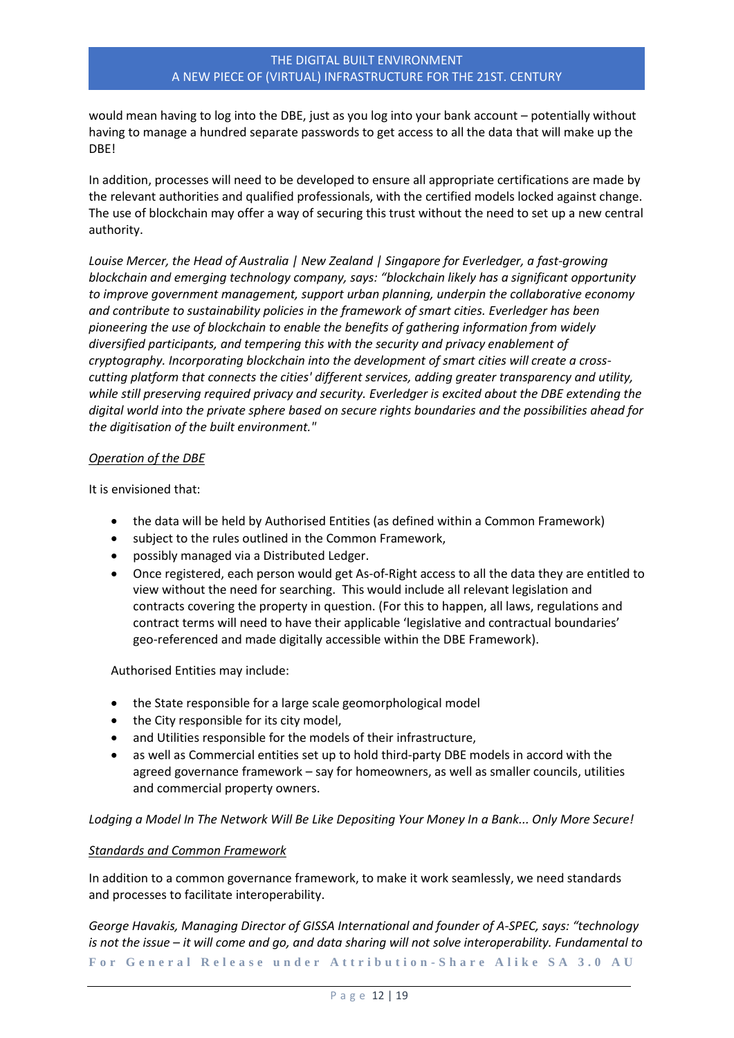would mean having to log into the DBE, just as you log into your bank account – potentially without having to manage a hundred separate passwords to get access to all the data that will make up the DBE!

In addition, processes will need to be developed to ensure all appropriate certifications are made by the relevant authorities and qualified professionals, with the certified models locked against change. The use of blockchain may offer a way of securing this trust without the need to set up a new central authority.

*Louise Mercer, the Head of Australia | New Zealand | Singapore for Everledger, a fast-growing blockchain and emerging technology company, says: "blockchain likely has a significant opportunity to improve government management, support urban planning, underpin the collaborative economy and contribute to sustainability policies in the framework of smart cities. Everledger has been pioneering the use of blockchain to enable the benefits of gathering information from widely diversified participants, and tempering this with the security and privacy enablement of cryptography. Incorporating blockchain into the development of smart cities will create a cross-cutting platform that connects the cities' different services, adding greater transparency and utility, while still preserving required privacy and security. Everledger is excited about the DBE extending the digital world into the private sphere based on secure rights boundaries and the possibilities ahead for the digitisation of the built environment."*

<u>Operation of the DBE</u>

It is envisioned that:

- the data will be held by Authorised Entities (as defined within a Common Framework)
- subject to the rules outlined in the Common Framework,
- possibly managed via a Distributed Ledger.
- Once registered, each person would get As-of-Right access to all the data they are entitled to view without the need for searching. This would include all relevant legislation and contracts covering the property in question. (For this to happen, all laws, regulations and contract terms will need to have their applicable 'legislative and contractual boundaries' geo-referenced and made digitally accessible within the DBE Framework).

Authorised Entities may include:

- the State responsible for a large scale geomorphological model
- the City responsible for its city model,
- and Utilities responsible for the models of their infrastructure,
- as well as Commercial entities set up to hold third-party DBE models in accord with the agreed governance framework – say for homeowners, as well as smaller councils, utilities and commercial property owners.

*Lodging a Model In The Network Will Be Like Depositing Your Money In a Bank... Only More Secure!*

<u>Standards and Common Framework</u>

In addition to a common governance framework, to make it work seamlessly, we need standards and processes to facilitate interoperability.

*George Havakis, Managing Director of GISSA International and founder of A-SPEC, says: "technology is not the issue – it will come and go, and data sharing will not solve interoperability. Fundamental to*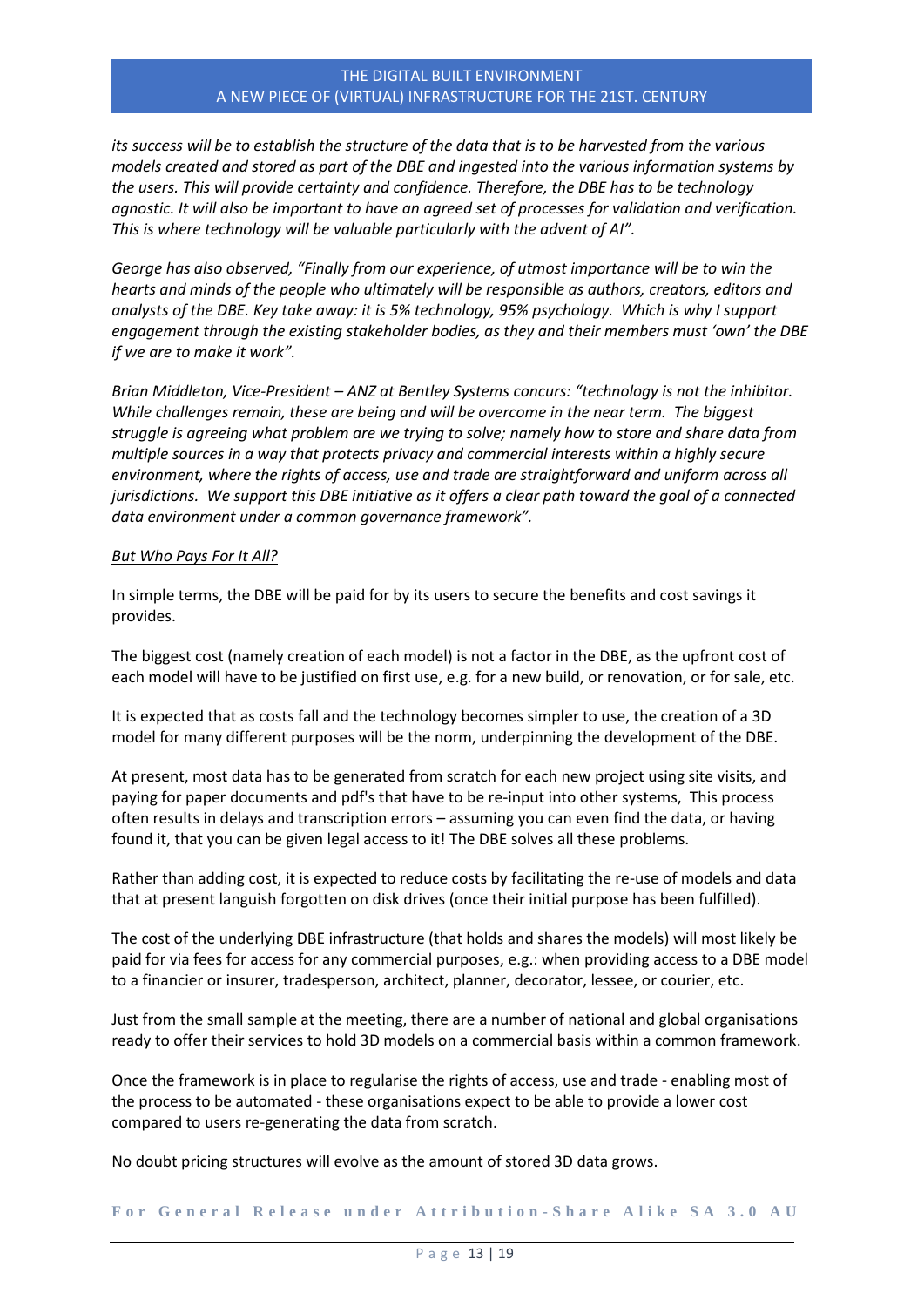*its success will be to establish the structure of the data that is to be harvested from the various models created and stored as part of the DBE and ingested into the various information systems by the users. This will provide certainty and confidence. Therefore, the DBE has to be technology agnostic. It will also be important to have an agreed set of processes for validation and verification. This is where technology will be valuable particularly with the advent of AI".*

*George has also observed, "Finally from our experience, of utmost importance will be to win the hearts and minds of the people who ultimately will be responsible as authors, creators, editors and analysts of the DBE. Key take away: it is 5% technology, 95% psychology. Which is why I support engagement through the existing stakeholder bodies, as they and their members must 'own' the DBE if we are to make it work".*

*Brian Middleton, Vice-President – ANZ at Bentley Systems concurs: "technology is not the inhibitor. While challenges remain, these are being and will be overcome in the near term. The biggest struggle is agreeing what problem are we trying to solve; namely how to store and share data from multiple sources in a way that protects privacy and commercial interests within a highly secure environment, where the rights of access, use and trade are straightforward and uniform across all jurisdictions. We support this DBE initiative as it offers a clear path toward the goal of a connected data environment under a common governance framework".*

<u>But Who Pays For It All?</u>

In simple terms, the DBE will be paid for by its users to secure the benefits and cost savings it provides.

The biggest cost (namely creation of each model) is not a factor in the DBE, as the upfront cost of each model will have to be justified on first use, e.g. for a new build, or renovation, or for sale, etc.

It is expected that as costs fall and the technology becomes simpler to use, the creation of a 3D model for many different purposes will be the norm, underpinning the development of the DBE.

At present, most data has to be generated from scratch for each new project using site visits, and paying for paper documents and pdf's that have to be re-input into other systems, This process often results in delays and transcription errors – assuming you can even find the data, or having found it, that you can be given legal access to it! The DBE solves all these problems.

Rather than adding cost, it is expected to reduce costs by facilitating the re-use of models and data that at present languish forgotten on disk drives (once their initial purpose has been fulfilled).

The cost of the underlying DBE infrastructure (that holds and shares the models) will most likely be paid for via fees for access for any commercial purposes, e.g.: when providing access to a DBE model to a financier or insurer, tradesperson, architect, planner, decorator, lessee, or courier, etc.

Just from the small sample at the meeting, there are a number of national and global organisations ready to offer their services to hold 3D models on a commercial basis within a common framework.

Once the framework is in place to regularise the rights of access, use and trade - enabling most of the process to be automated - these organisations expect to be able to provide a lower cost compared to users re-generating the data from scratch.

No doubt pricing structures will evolve as the amount of stored 3D data grows.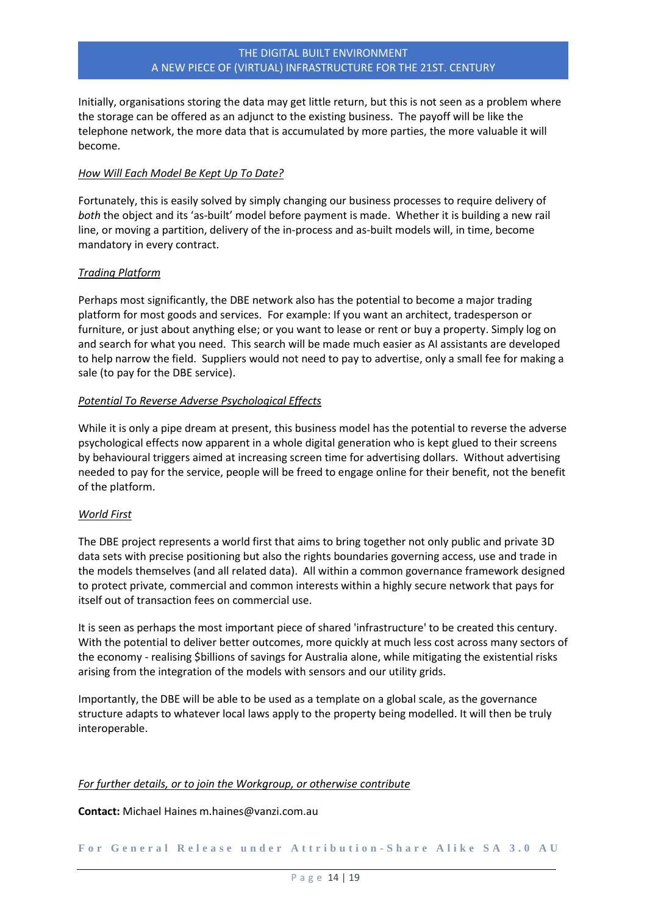Initially, organisations storing the data may get little return, but this is not seen as a problem where the storage can be offered as an adjunct to the existing business. The payoff will be like the telephone network, the more data that is accumulated by more parties, the more valuable it will become.

*How Will Each Model Be Kept Up To Date?*

Fortunately, this is easily solved by simply changing our business processes to require delivery of *both* the object and its 'as-built' model before payment is made. Whether it is building a new rail line, or moving a partition, delivery of the in-process and as-built models will, in time, become mandatory in every contract.

*Trading Platform*

Perhaps most significantly, the DBE network also has the potential to become a major trading platform for most goods and services. For example: If you want an architect, tradesperson or furniture, or just about anything else; or you want to lease or rent or buy a property. Simply log on and search for what you need. This search will be made much easier as AI assistants are developed to help narrow the field. Suppliers would not need to pay to advertise, only a small fee for making a sale (to pay for the DBE service).

*Potential To Reverse Adverse Psychological Effects*

While it is only a pipe dream at present, this business model has the potential to reverse the adverse psychological effects now apparent in a whole digital generation who is kept glued to their screens by behavioural triggers aimed at increasing screen time for advertising dollars. Without advertising needed to pay for the service, people will be freed to engage online for their benefit, not the benefit of the platform.

*World First*

The DBE project represents a world first that aims to bring together not only public and private 3D data sets with precise positioning but also the rights boundaries governing access, use and trade in the models themselves (and all related data). All within a common governance framework designed to protect private, commercial and common interests within a highly secure network that pays for itself out of transaction fees on commercial use.

It is seen as perhaps the most important piece of shared 'infrastructure' to be created this century. With the potential to deliver better outcomes, more quickly at much less cost across many sectors of the economy - realising $billions of savings for Australia alone, while mitigating the existential risks arising from the integration of the models with sensors and our utility grids.

Importantly, the DBE will be able to be used as a template on a global scale, as the governance structure adapts to whatever local laws apply to the property being modelled. It will then be truly interoperable.

*For further details, or to join the Workgroup, or otherwise contribute*

**Contact:** Michael Haines m.haines@vanzi.com.au

For General Release under Attribution-Share Alike SA 3.0 AU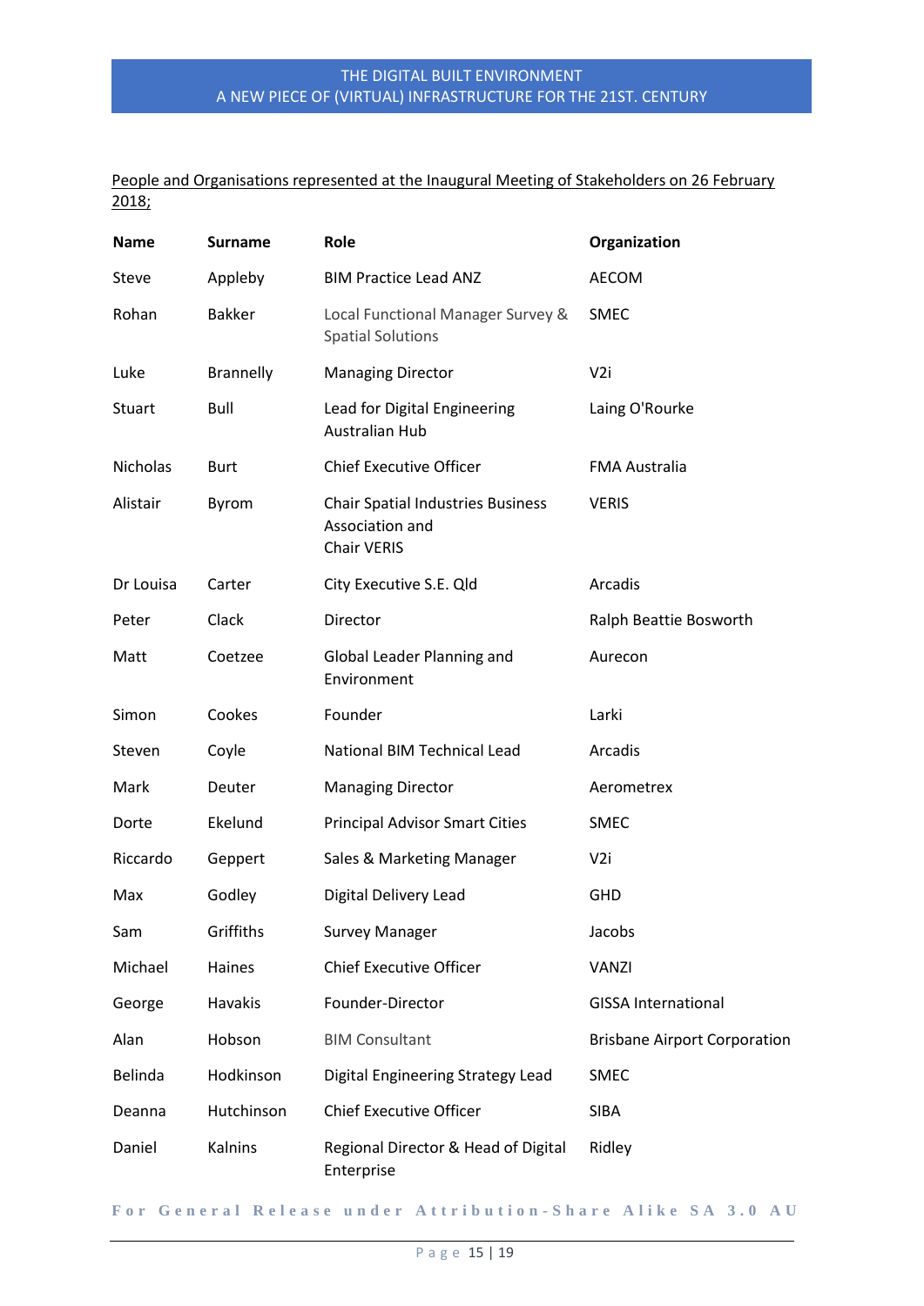People and Organisations represented at the Inaugural Meeting of Stakeholders on 26 February 2018;

| Name | Surname | Role | Organization |
|---|---|---|---|
| Steve | Appleby | BIM Practice Lead ANZ | AECOM |
| Rohan | Bakker | Local Functional Manager Survey & Spatial Solutions | SMEC |
| Luke | Brannelly | Managing Director | V2i |
| Stuart | Bull | Lead for Digital Engineering Australian Hub | Laing O'Rourke |
| Nicholas | Burt | Chief Executive Officer | FMA Australia |
| Alistair | Byrom | Chair Spatial Industries Business Association and Chair VERIS | VERIS |
| Dr Louisa | Carter | City Executive S.E. Qld | Arcadis |
| Peter | Clack | Director | Ralph Beattie Bosworth |
| Matt | Coetzee | Global Leader Planning and Environment | Aurecon |
| Simon | Cookes | Founder | Larki |
| Steven | Coyle | National BIM Technical Lead | Arcadis |
| Mark | Deuter | Managing Director | Aerometrex |
| Dorte | Ekelund | Principal Advisor Smart Cities | SMEC |
| Riccardo | Geppert | Sales & Marketing Manager | V2i |
| Max | Godley | Digital Delivery Lead | GHD |
| Sam | Griffiths | Survey Manager | Jacobs |
| Michael | Haines | Chief Executive Officer | VANZI |
| George | Havakis | Founder-Director | GISSA International |
| Alan | Hobson | BIM Consultant | Brisbane Airport Corporation |
| Belinda | Hodkinson | Digital Engineering Strategy Lead | SMEC |
| Deanna | Hutchinson | Chief Executive Officer | SIBA |
| Daniel | Kalnins | Regional Director & Head of Digital Enterprise | Ridley |

For General Release under Attribution-Share Alike SA 3.0 AU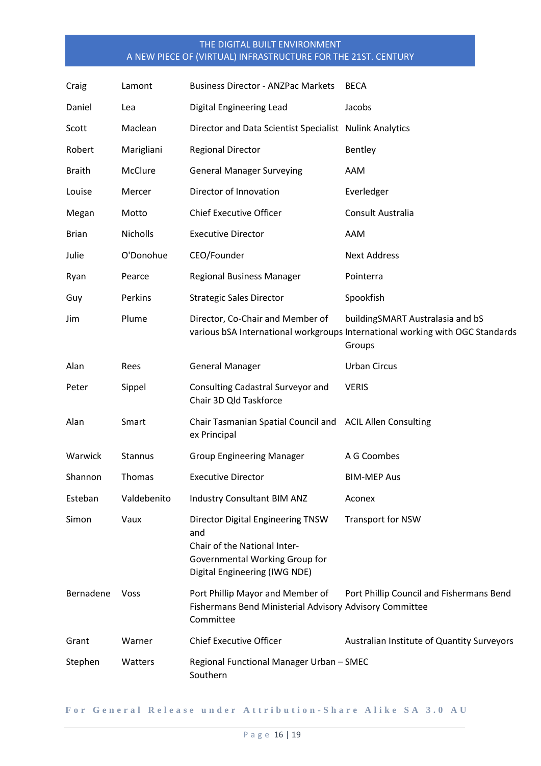| | | | |
|---|---|---|---|
| Craig | Lamont | Business Director - ANZPac Markets | BECA |
| Daniel | Lea | Digital Engineering Lead | Jacobs |
| Scott | Maclean | Director and Data Scientist Specialist | Nulink Analytics |
| Robert | Marigliani | Regional Director | Bentley |
| Braith | McClure | General Manager Surveying | AAM |
| Louise | Mercer | Director of Innovation | Everledger |
| Megan | Motto | Chief Executive Officer | Consult Australia |
| Brian | Nicholls | Executive Director | AAM |
| Julie | O'Donohue | CEO/Founder | Next Address |
| Ryan | Pearce | Regional Business Manager | Pointerra |
| Guy | Perkins | Strategic Sales Director | Spookfish |
| Jim | Plume | Director, Co-Chair and Member of various bSA International workgroups | buildingSMART Australasia and bS International working with OGC Standards Groups |
| Alan | Rees | General Manager | Urban Circus |
| Peter | Sippel | Consulting Cadastral Surveyor and Chair 3D Qld Taskforce | VERIS |
| Alan | Smart | Chair Tasmanian Spatial Council and ex Principal | ACIL Allen Consulting |
| Warwick | Stannus | Group Engineering Manager | A G Coombes |
| Shannon | Thomas | Executive Director | BIM-MEP Aus |
| Esteban | Valdebenito | Industry Consultant BIM ANZ | Aconex |
| Simon | Vaux | Director Digital Engineering TNSW and Chair of the National Inter-Governmental Working Group for Digital Engineering (IWG NDE) | Transport for NSW |
| Bernadene | Voss | Port Phillip Mayor and Member of Fishermans Bend Ministerial Advisory Committee | Port Phillip Council and Fishermans Bend Advisory Committee |
| Grant | Warner | Chief Executive Officer | Australian Institute of Quantity Surveyors |
| Stephen | Watters | Regional Functional Manager Urban – Southern | SMEC |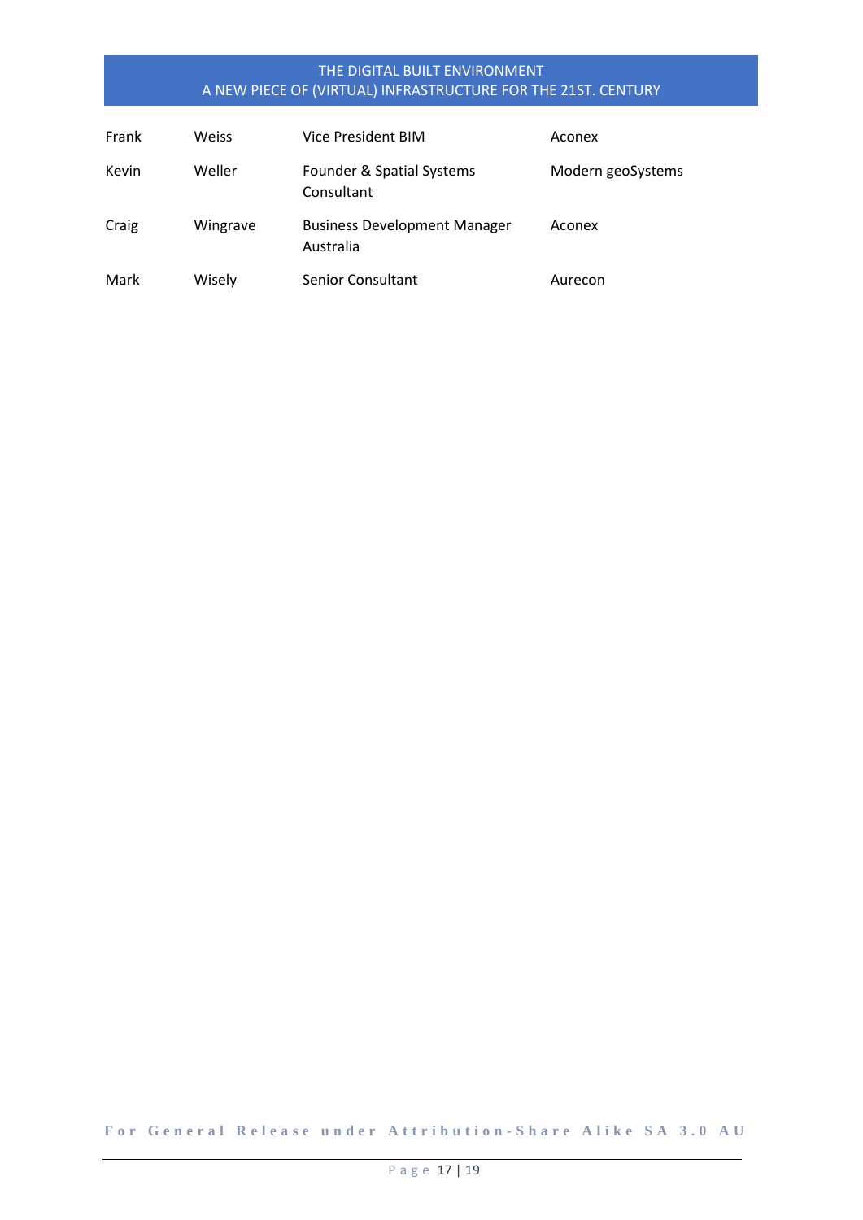| | | | |
|---|---|---|---|
| Frank | Weiss | Vice President BIM | Aconex |
| Kevin | Weller | Founder & Spatial Systems Consultant | Modern geoSystems |
| Craig | Wingrave | Business Development Manager Australia | Aconex |
| Mark | Wisely | Senior Consultant | Aurecon |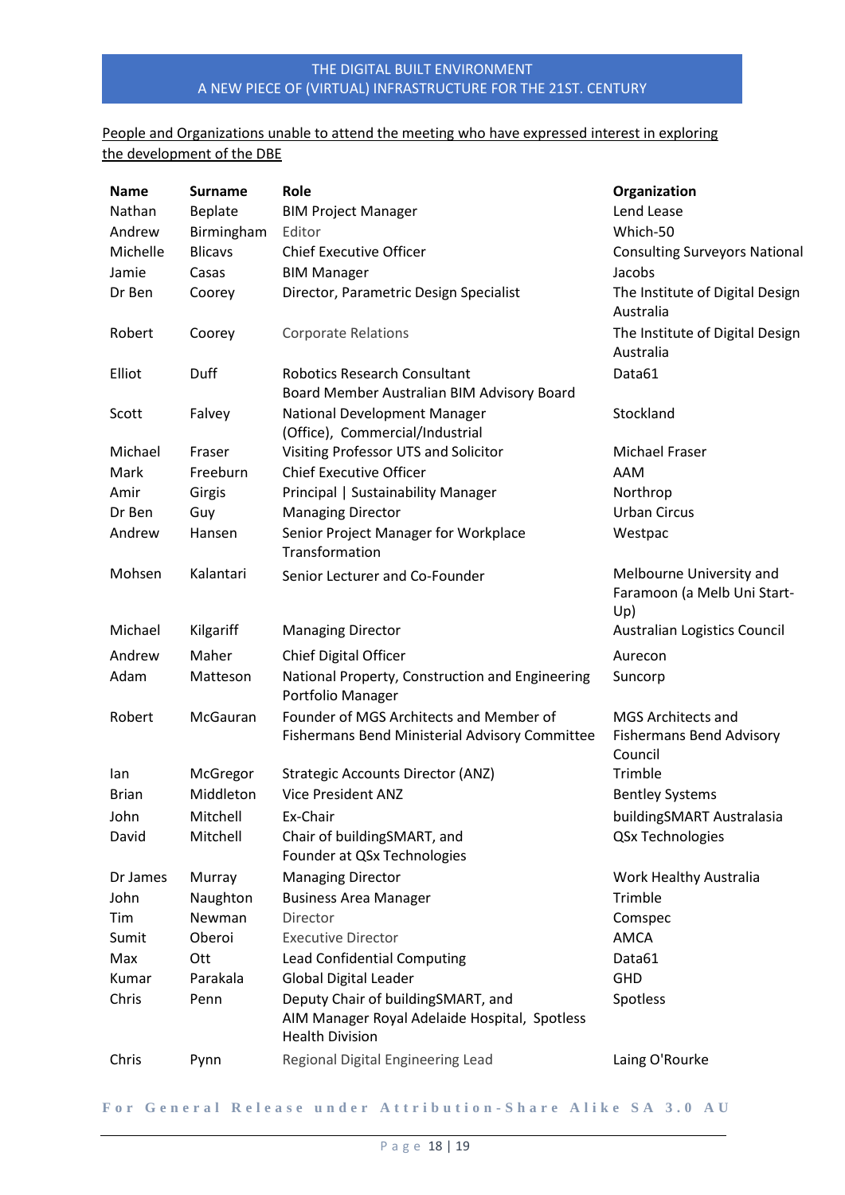<u>People and Organizations unable to attend the meeting who have expressed interest in exploring the development of the DBE</u>

| Name | Surname | Role | Organization |
|---|---|---|---|
| Nathan | Beplate | BIM Project Manager | Lend Lease |
| Andrew | Birmingham | Editor | Which-50 |
| Michelle | Blicavs | Chief Executive Officer | Consulting Surveyors National |
| Jamie | Casas | BIM Manager | Jacobs |
| Dr Ben | Coorey | Director, Parametric Design Specialist | The Institute of Digital Design Australia |
| Robert | Coorey | Corporate Relations | The Institute of Digital Design Australia |
| Elliot | Duff | Robotics Research Consultant<br>Board Member Australian BIM Advisory Board | Data61 |
| Scott | Falvey | National Development Manager (Office), Commercial/Industrial | Stockland |
| Michael | Fraser | Visiting Professor UTS and Solicitor | Michael Fraser |
| Mark | Freeburn | Chief Executive Officer | AAM |
| Amir | Girgis | Principal \| Sustainability Manager | Northrop |
| Dr Ben | Guy | Managing Director | Urban Circus |
| Andrew | Hansen | Senior Project Manager for Workplace Transformation | Westpac |
| Mohsen | Kalantari | Senior Lecturer and Co-Founder | Melbourne University and Faramoon (a Melb Uni Start-Up) |
| Michael | Kilgariff | Managing Director | Australian Logistics Council |
| Andrew | Maher | Chief Digital Officer | Aurecon |
| Adam | Matteson | National Property, Construction and Engineering Portfolio Manager | Suncorp |
| Robert | McGauran | Founder of MGS Architects and Member of Fishermans Bend Ministerial Advisory Committee | MGS Architects and Fishermans Bend Advisory Council |
| Ian | McGregor | Strategic Accounts Director (ANZ) | Trimble |
| Brian | Middleton | Vice President ANZ | Bentley Systems |
| John | Mitchell | Ex-Chair | buildingSMART Australasia |
| David | Mitchell | Chair of buildingSMART, and Founder at QSx Technologies | QSx Technologies |
| Dr James | Murray | Managing Director | Work Healthy Australia |
| John | Naughton | Business Area Manager | Trimble |
| Tim | Newman | Director | Comspec |
| Sumit | Oberoi | Executive Director | AMCA |
| Max | Ott | Lead Confidential Computing | Data61 |
| Kumar | Parakala | Global Digital Leader | GHD |
| Chris | Penn | Deputy Chair of buildingSMART, and AIM Manager Royal Adelaide Hospital, Spotless Health Division | Spotless |
| Chris | Pynn | Regional Digital Engineering Lead | Laing O'Rourke |

For General Release under Attribution-Share Alike SA 3.0 AU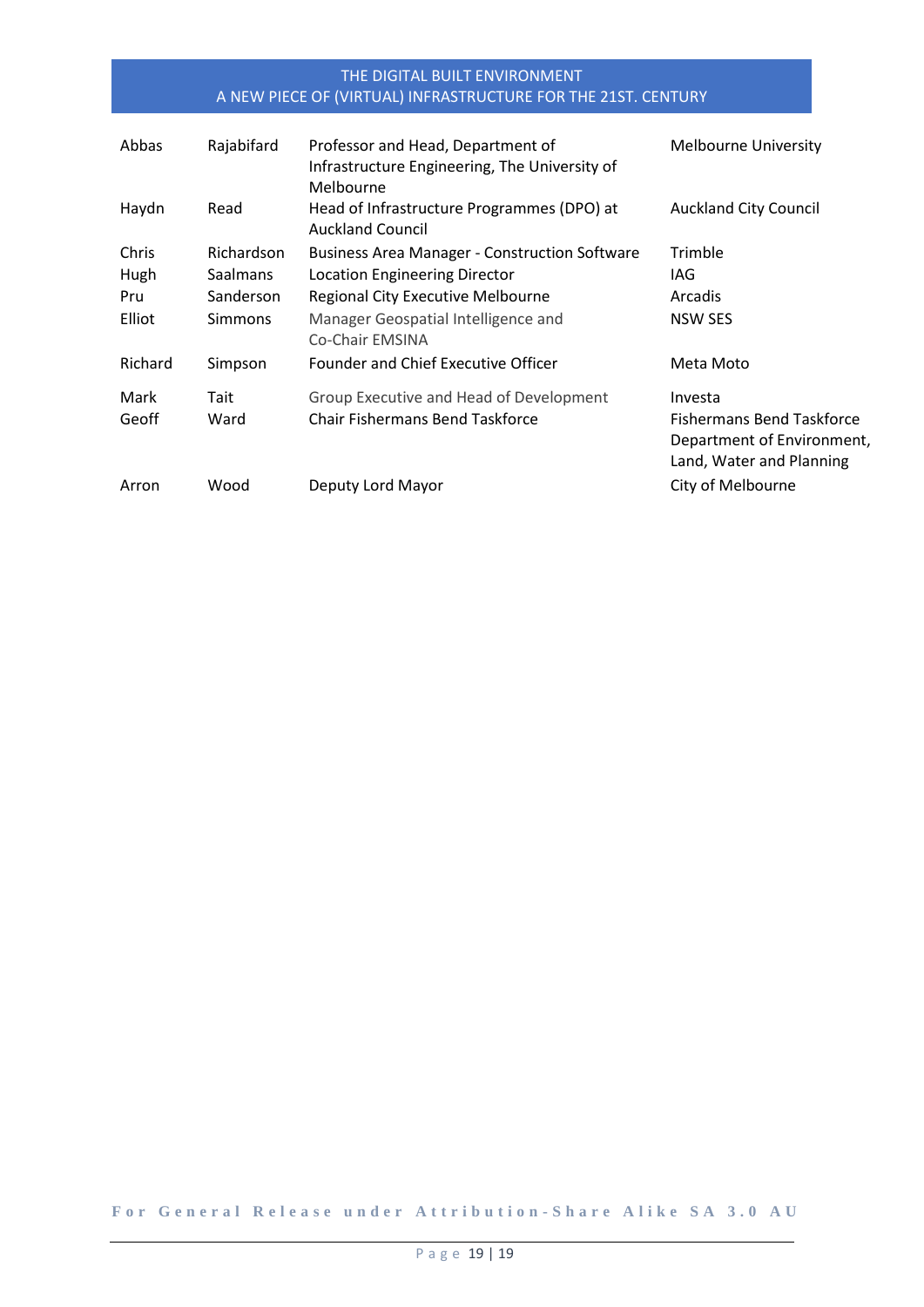| | | | |
|---|---|---|---|
| Abbas | Rajabifard | Professor and Head, Department of Infrastructure Engineering, The University of Melbourne | Melbourne University |
| Haydn | Read | Head of Infrastructure Programmes (DPO) at Auckland Council | Auckland City Council |
| Chris | Richardson | Business Area Manager - Construction Software | Trimble |
| Hugh | Saalmans | Location Engineering Director | IAG |
| Pru | Sanderson | Regional City Executive Melbourne | Arcadis |
| Elliot | Simmons | Manager Geospatial Intelligence and Co-Chair EMSINA | NSW SES |
| Richard | Simpson | Founder and Chief Executive Officer | Meta Moto |
| Mark | Tait | Group Executive and Head of Development | Investa |
| Geoff | Ward | Chair Fishermans Bend Taskforce | Fishermans Bend Taskforce Department of Environment, Land, Water and Planning |
| Arron | Wood | Deputy Lord Mayor | City of Melbourne |

For General Release under Attribution-Share Alike SA 3.0 AU